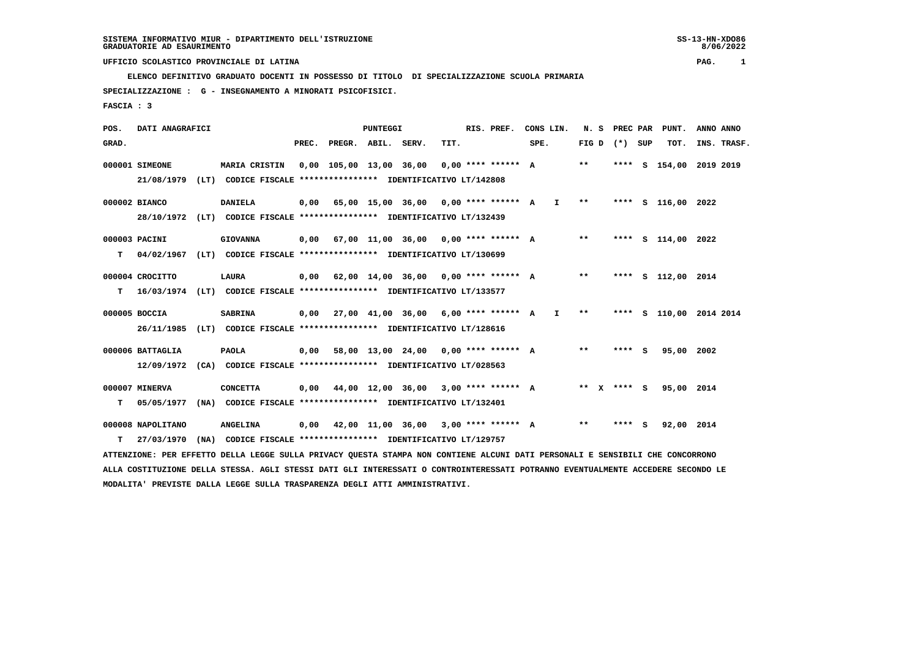SISTEMA INFORMATIVO MIUR - DIPARTIMENTO DELL'ISTRUZIONE
GRADUATORIE AD ESAURIMENTO

UFFICIO SCOLASTICO PROVINCIALE DI LATINA

**ELENCO DEFINITIVO GRADUATO DOCENTI IN POSSESSO DI TITOLO DI SPECIALIZZAZIONE SCUOLA PRIMARIA**

**SPECIALIZZAZIONE : G - INSEGNAMENTO A MINORATI PSICOFISICI.**

**FASCIA : 3**

| POS. GRAD. | DATI ANAGRAFICI | | PREC. | PREGR. | ABIL. | SERV. | TIT. | RIS. PREF. | CONS LIN. SPE. | | N. S FIG D | PREC PAR (*) | SUP | PUNT. TOT. | ANNO INS. | ANNO TRASF. |
|---|---|---|---|---|---|---|---|---|---|---|---|---|---|---|---|---|
| 000001 | SIMEONE | MARIA CRISTIN | 0,00 | 105,00 | 13,00 | 36,00 | 0,00 | **** ****** | A | | ** | **** | S | 154,00 | 2019 | 2019 |
| | 21/08/1979 (LT) CODICE FISCALE **************** IDENTIFICATIVO LT/142808 | | | | | | | | | | | | | | | |
| 000002 | BIANCO | DANIELA | 0,00 | 65,00 | 15,00 | 36,00 | 0,00 | **** ****** | A | I | ** | **** | S | 116,00 | 2022 | |
| | 28/10/1972 (LT) CODICE FISCALE **************** IDENTIFICATIVO LT/132439 | | | | | | | | | | | | | | | |
| 000003 | PACINI | GIOVANNA | 0,00 | 67,00 | 11,00 | 36,00 | 0,00 | **** ****** | A | | ** | **** | S | 114,00 | 2022 | |
| T | 04/02/1967 (LT) CODICE FISCALE **************** IDENTIFICATIVO LT/130699 | | | | | | | | | | | | | | | |
| 000004 | CROCITTO | LAURA | 0,00 | 62,00 | 14,00 | 36,00 | 0,00 | **** ****** | A | | ** | **** | S | 112,00 | 2014 | |
| T | 16/03/1974 (LT) CODICE FISCALE **************** IDENTIFICATIVO LT/133577 | | | | | | | | | | | | | | | |
| 000005 | BOCCIA | SABRINA | 0,00 | 27,00 | 41,00 | 36,00 | 6,00 | **** ****** | A | I | ** | **** | S | 110,00 | 2014 | 2014 |
| | 26/11/1985 (LT) CODICE FISCALE **************** IDENTIFICATIVO LT/128616 | | | | | | | | | | | | | | | |
| 000006 | BATTAGLIA | PAOLA | 0,00 | 58,00 | 13,00 | 24,00 | 0,00 | **** ****** | A | | ** | **** | S | 95,00 | 2002 | |
| | 12/09/1972 (CA) CODICE FISCALE **************** IDENTIFICATIVO LT/028563 | | | | | | | | | | | | | | | |
| 000007 | MINERVA | CONCETTA | 0,00 | 44,00 | 12,00 | 36,00 | 3,00 | **** ****** | A | | ** X | **** | S | 95,00 | 2014 | |
| T | 05/05/1977 (NA) CODICE FISCALE **************** IDENTIFICATIVO LT/132401 | | | | | | | | | | | | | | | |
| 000008 | NAPOLITANO | ANGELINA | 0,00 | 42,00 | 11,00 | 36,00 | 3,00 | **** ****** | A | | ** | **** | S | 92,00 | 2014 | |
| T | 27/03/1970 (NA) CODICE FISCALE **************** IDENTIFICATIVO LT/129757 | | | | | | | | | | | | | | | |

ATTENZIONE: PER EFFETTO DELLA LEGGE SULLA PRIVACY QUESTA STAMPA NON CONTIENE ALCUNI DATI PERSONALI E SENSIBILI CHE CONCORRONO ALLA COSTITUZIONE DELLA STESSA. AGLI STESSI DATI GLI INTERESSATI O CONTROINTERESSATI POTRANNO EVENTUALMENTE ACCEDERE SECONDO LE MODALITA' PREVISTE DALLA LEGGE SULLA TRASPARENZA DEGLI ATTI AMMINISTRATIVI.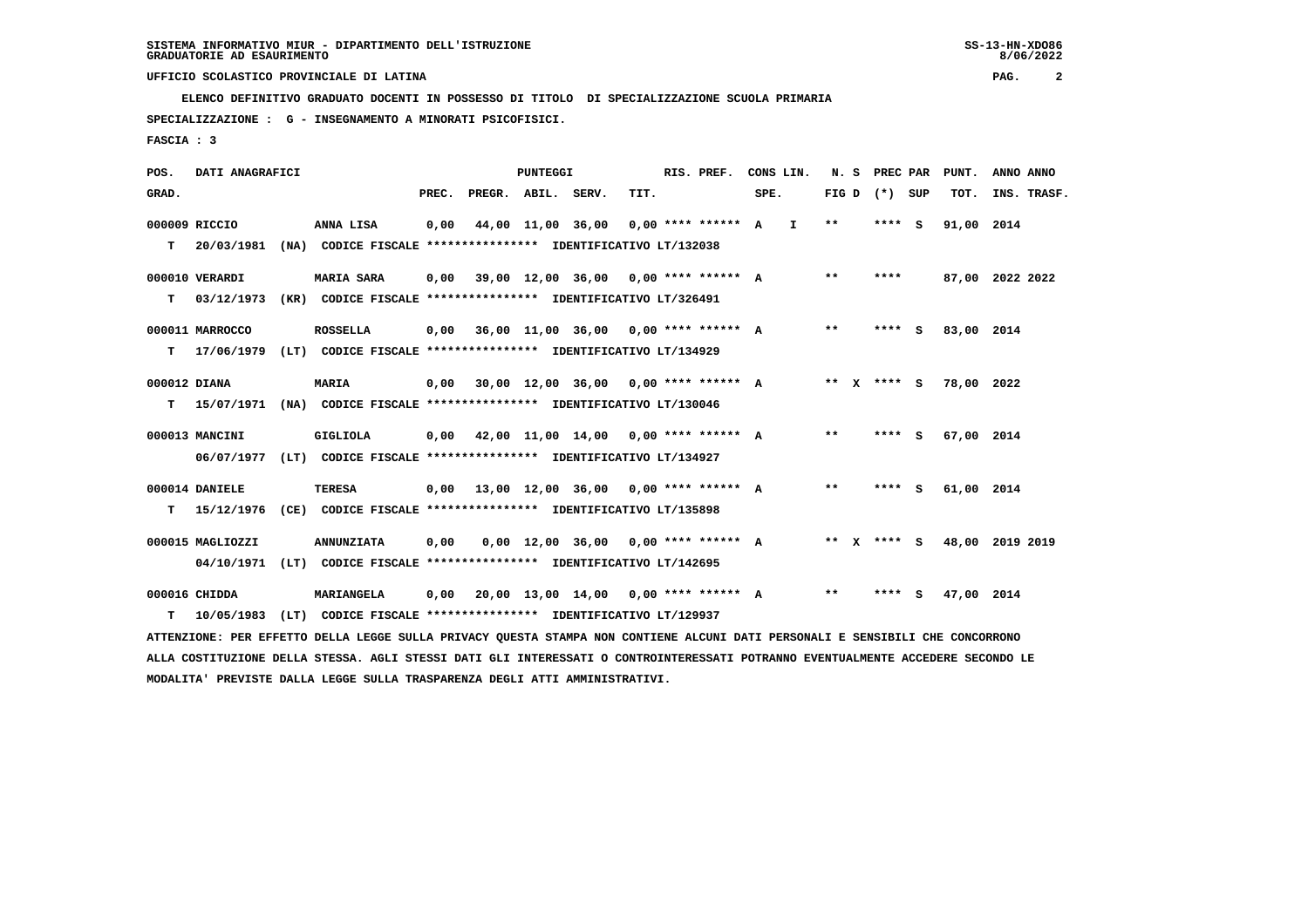SISTEMA INFORMATIVO MIUR - DIPARTIMENTO DELL'ISTRUZIONE
GRADUATORIE AD ESAURIMENTO

UFFICIO SCOLASTICO PROVINCIALE DI LATINA

ELENCO DEFINITIVO GRADUATO DOCENTI IN POSSESSO DI TITOLO DI SPECIALIZZAZIONE SCUOLA PRIMARIA

SPECIALIZZAZIONE : G - INSEGNAMENTO A MINORATI PSICOFISICI.

FASCIA : 3

| POS. GRAD. | DATI ANAGRAFICI | | PREC. | PREGR. | ABIL. | SERV. | TIT. | RIS. PREF. | CONS LIN. SPE. | | N. S FIG D | (*) | PREC PAR SUP | PUNT. TOT. | ANNO INS. | ANNO TRASF. |
|---|---|---|---|---|---|---|---|---|---|---|---|---|---|---|---|---|
| 000009 RICCIO | ANNA LISA | | 0,00 | 44,00 | 11,00 | 36,00 | 0,00 | **** ****** | A | I | ** | **** | S | 91,00 | 2014 | |
| T 20/03/1981 (NA) | CODICE FISCALE **************** | IDENTIFICATIVO LT/132038 | | | | | | | | | | | | | | |
| 000010 VERARDI | MARIA SARA | | 0,00 | 39,00 | 12,00 | 36,00 | 0,00 | **** ****** | A | | ** | **** | | 87,00 | 2022 | 2022 |
| T 03/12/1973 (KR) | CODICE FISCALE **************** | IDENTIFICATIVO LT/326491 | | | | | | | | | | | | | | |
| 000011 MARROCCO | ROSSELLA | | 0,00 | 36,00 | 11,00 | 36,00 | 0,00 | **** ****** | A | | ** | **** | S | 83,00 | 2014 | |
| T 17/06/1979 (LT) | CODICE FISCALE **************** | IDENTIFICATIVO LT/134929 | | | | | | | | | | | | | | |
| 000012 DIANA | MARIA | | 0,00 | 30,00 | 12,00 | 36,00 | 0,00 | **** ****** | A | | ** X | **** | S | 78,00 | 2022 | |
| T 15/07/1971 (NA) | CODICE FISCALE **************** | IDENTIFICATIVO LT/130046 | | | | | | | | | | | | | | |
| 000013 MANCINI | GIGLIOLA | | 0,00 | 42,00 | 11,00 | 14,00 | 0,00 | **** ****** | A | | ** | **** | S | 67,00 | 2014 | |
| 06/07/1977 (LT) | CODICE FISCALE **************** | IDENTIFICATIVO LT/134927 | | | | | | | | | | | | | | |
| 000014 DANIELE | TERESA | | 0,00 | 13,00 | 12,00 | 36,00 | 0,00 | **** ****** | A | | ** | **** | S | 61,00 | 2014 | |
| T 15/12/1976 (CE) | CODICE FISCALE **************** | IDENTIFICATIVO LT/135898 | | | | | | | | | | | | | | |
| 000015 MAGLIOZZI | ANNUNZIATA | | 0,00 | 0,00 | 12,00 | 36,00 | 0,00 | **** ****** | A | | ** X | **** | S | 48,00 | 2019 | 2019 |
| 04/10/1971 (LT) | CODICE FISCALE **************** | IDENTIFICATIVO LT/142695 | | | | | | | | | | | | | | |
| 000016 CHIDDA | MARIANGELA | | 0,00 | 20,00 | 13,00 | 14,00 | 0,00 | **** ****** | A | | ** | **** | S | 47,00 | 2014 | |
| T 10/05/1983 (LT) | CODICE FISCALE **************** | IDENTIFICATIVO LT/129937 | | | | | | | | | | | | | | |

ATTENZIONE: PER EFFETTO DELLA LEGGE SULLA PRIVACY QUESTA STAMPA NON CONTIENE ALCUNI DATI PERSONALI E SENSIBILI CHE CONCORRONO ALLA COSTITUZIONE DELLA STESSA. AGLI STESSI DATI GLI INTERESSATI O CONTROINTERESSATI POTRANNO EVENTUALMENTE ACCEDERE SECONDO LE MODALITA' PREVISTE DALLA LEGGE SULLA TRASPARENZA DEGLI ATTI AMMINISTRATIVI.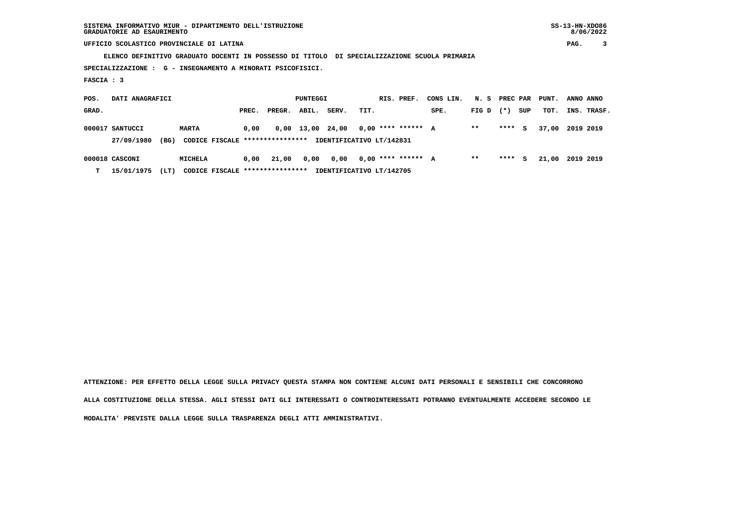SISTEMA INFORMATIVO MIUR - DIPARTIMENTO DELL'ISTRUZIONE
GRADUATORIE AD ESAURIMENTO

UFFICIO SCOLASTICO PROVINCIALE DI LATINA

ELENCO DEFINITIVO GRADUATO DOCENTI IN POSSESSO DI TITOLO DI SPECIALIZZAZIONE SCUOLA PRIMARIA

SPECIALIZZAZIONE : G - INSEGNAMENTO A MINORATI PSICOFISICI.

FASCIA : 3

| POS. GRAD. | DATI ANAGRAFICI | | | PUNTEGGI PREC. | PREGR. | ABIL. | SERV. | TIT. | RIS. PREF. | CONS LIN. SPE. | N. S FIG D | PREC PAR (*) | SUP | PUNT. TOT. | ANNO INS. | ANNO TRASF. |
|---|---|---|---|---|---|---|---|---|---|---|---|---|---|---|---|---|
| 000017 | SANTUCCI | MARTA | | 0,00 | 0,00 | 13,00 | 24,00 | 0,00 | **** ****** | A | ** | **** | S | 37,00 | 2019 | 2019 |
| | 27/09/1980 (BG) | CODICE FISCALE **************** | IDENTIFICATIVO LT/142831 | | | | | | | | | | | | | |
| 000018 | CASCONI | MICHELA | | 0,00 | 21,00 | 0,00 | 0,00 | 0,00 | **** ****** | A | ** | **** | S | 21,00 | 2019 | 2019 |
| T | 15/01/1975 (LT) | CODICE FISCALE **************** | IDENTIFICATIVO LT/142705 | | | | | | | | | | | | | |

ATTENZIONE: PER EFFETTO DELLA LEGGE SULLA PRIVACY QUESTA STAMPA NON CONTIENE ALCUNI DATI PERSONALI E SENSIBILI CHE CONCORRONO ALLA COSTITUZIONE DELLA STESSA. AGLI STESSI DATI GLI INTERESSATI O CONTROINTERESSATI POTRANNO EVENTUALMENTE ACCEDERE SECONDO LE MODALITA' PREVISTE DALLA LEGGE SULLA TRASPARENZA DEGLI ATTI AMMINISTRATIVI.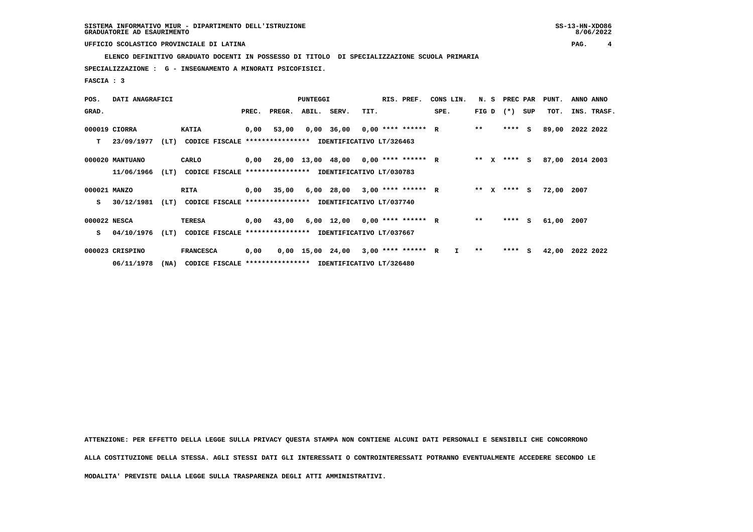SISTEMA INFORMATIVO MIUR - DIPARTIMENTO DELL'ISTRUZIONE
GRADUATORIE AD ESAURIMENTO

UFFICIO SCOLASTICO PROVINCIALE DI LATINA

**ELENCO DEFINITIVO GRADUATO DOCENTI IN POSSESSO DI TITOLO DI SPECIALIZZAZIONE SCUOLA PRIMARIA**

**SPECIALIZZAZIONE : G - INSEGNAMENTO A MINORATI PSICOFISICI.**

**FASCIA : 3**

| POS. GRAD. | DATI ANAGRAFICI | | PREC. | PREGR. | ABIL. | SERV. | TIT. | RIS. PREF. | CONS LIN. SPE. | N. S FIG D | PREC PAR (*) SUP | PUNT. TOT. | ANNO INS. | ANNO TRASF. |
|---|---|---|---|---|---|---|---|---|---|---|---|---|---|---|
| 000019 CIORRA | KATIA | | 0,00 | 53,00 | 0,00 | 36,00 | 0,00 | **** ****** R | | ** | **** S | 89,00 | 2022 | 2022 |
| T 23/09/1977 (LT) | CODICE FISCALE **************** | IDENTIFICATIVO LT/326463 | | | | | | | | | | | | |
| 000020 MANTUANO | CARLO | | 0,00 | 26,00 | 13,00 | 48,00 | 0,00 | **** ****** R | | ** X | **** S | 87,00 | 2014 | 2003 |
| 11/06/1966 (LT) | CODICE FISCALE **************** | IDENTIFICATIVO LT/030783 | | | | | | | | | | | | |
| 000021 MANZO | RITA | | 0,00 | 35,00 | 6,00 | 28,00 | 3,00 | **** ****** R | | ** X | **** S | 72,00 | 2007 | |
| S 30/12/1981 (LT) | CODICE FISCALE **************** | IDENTIFICATIVO LT/037740 | | | | | | | | | | | | |
| 000022 NESCA | TERESA | | 0,00 | 43,00 | 6,00 | 12,00 | 0,00 | **** ****** R | | ** | **** S | 61,00 | 2007 | |
| S 04/10/1976 (LT) | CODICE FISCALE **************** | IDENTIFICATIVO LT/037667 | | | | | | | | | | | | |
| 000023 CRISPINO | FRANCESCA | | 0,00 | 0,00 | 15,00 | 24,00 | 3,00 | **** ****** R | I | ** | **** S | 42,00 | 2022 | 2022 |
| 06/11/1978 (NA) | CODICE FISCALE **************** | IDENTIFICATIVO LT/326480 | | | | | | | | | | | | |

ATTENZIONE: PER EFFETTO DELLA LEGGE SULLA PRIVACY QUESTA STAMPA NON CONTIENE ALCUNI DATI PERSONALI E SENSIBILI CHE CONCORRONO ALLA COSTITUZIONE DELLA STESSA. AGLI STESSI DATI GLI INTERESSATI O CONTROINTERESSATI POTRANNO EVENTUALMENTE ACCEDERE SECONDO LE MODALITA' PREVISTE DALLA LEGGE SULLA TRASPARENZA DEGLI ATTI AMMINISTRATIVI.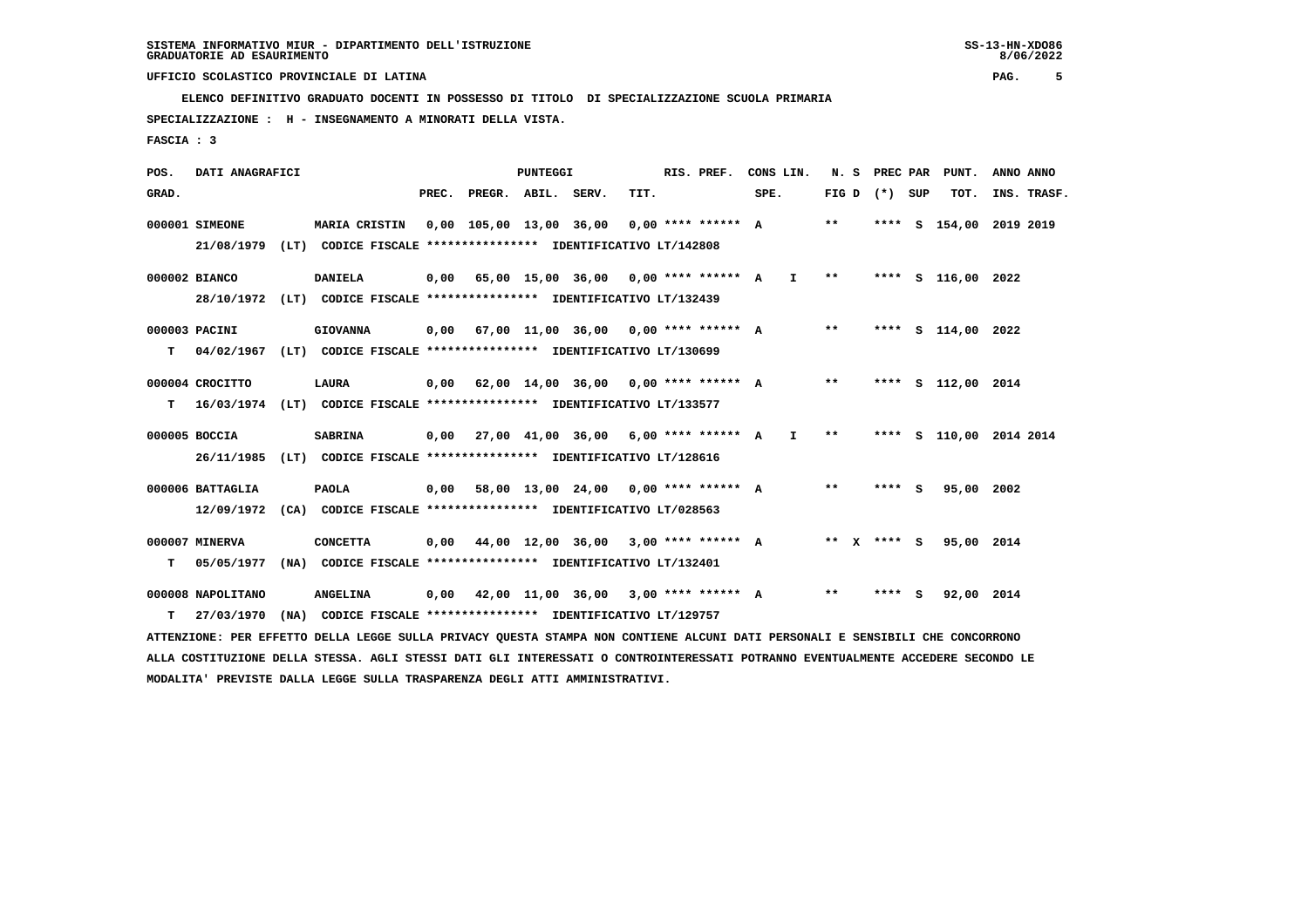SISTEMA INFORMATIVO MIUR - DIPARTIMENTO DELL'ISTRUZIONE
GRADUATORIE AD ESAURIMENTO

UFFICIO SCOLASTICO PROVINCIALE DI LATINA

ELENCO DEFINITIVO GRADUATO DOCENTI IN POSSESSO DI TITOLO DI SPECIALIZZAZIONE SCUOLA PRIMARIA

SPECIALIZZAZIONE : H - INSEGNAMENTO A MINORATI DELLA VISTA.

FASCIA : 3

| POS. GRAD. | DATI ANAGRAFICI | | PREC. | PREGR. | ABIL. | SERV. | TIT. | RIS. PREF. | CONS LIN. SPE. | | N. S FIG D | PREC PAR (*) | SUP | PUNT. TOT. | ANNO INS. | ANNO TRASF. |
|---|---|---|---|---|---|---|---|---|---|---|---|---|---|---|---|---|
| 000001 | SIMEONE | MARIA CRISTIN | 0,00 | 105,00 | 13,00 | 36,00 | 0,00 | **** ****** | A | | ** | **** | S | 154,00 | 2019 | 2019 |
| | 21/08/1979 (LT) CODICE FISCALE **************** IDENTIFICATIVO LT/142808 | | | | | | | | | | | | | | | |
| 000002 | BIANCO | DANIELA | 0,00 | 65,00 | 15,00 | 36,00 | 0,00 | **** ****** | A | I | ** | **** | S | 116,00 | 2022 | |
| | 28/10/1972 (LT) CODICE FISCALE **************** IDENTIFICATIVO LT/132439 | | | | | | | | | | | | | | | |
| 000003 | PACINI | GIOVANNA | 0,00 | 67,00 | 11,00 | 36,00 | 0,00 | **** ****** | A | | ** | **** | S | 114,00 | 2022 | |
| T | 04/02/1967 (LT) CODICE FISCALE **************** IDENTIFICATIVO LT/130699 | | | | | | | | | | | | | | | |
| 000004 | CROCITTO | LAURA | 0,00 | 62,00 | 14,00 | 36,00 | 0,00 | **** ****** | A | | ** | **** | S | 112,00 | 2014 | |
| T | 16/03/1974 (LT) CODICE FISCALE **************** IDENTIFICATIVO LT/133577 | | | | | | | | | | | | | | | |
| 000005 | BOCCIA | SABRINA | 0,00 | 27,00 | 41,00 | 36,00 | 6,00 | **** ****** | A | I | ** | **** | S | 110,00 | 2014 | 2014 |
| | 26/11/1985 (LT) CODICE FISCALE **************** IDENTIFICATIVO LT/128616 | | | | | | | | | | | | | | | |
| 000006 | BATTAGLIA | PAOLA | 0,00 | 58,00 | 13,00 | 24,00 | 0,00 | **** ****** | A | | ** | **** | S | 95,00 | 2002 | |
| | 12/09/1972 (CA) CODICE FISCALE **************** IDENTIFICATIVO LT/028563 | | | | | | | | | | | | | | | |
| 000007 | MINERVA | CONCETTA | 0,00 | 44,00 | 12,00 | 36,00 | 3,00 | **** ****** | A | | ** X | **** | S | 95,00 | 2014 | |
| T | 05/05/1977 (NA) CODICE FISCALE **************** IDENTIFICATIVO LT/132401 | | | | | | | | | | | | | | | |
| 000008 | NAPOLITANO | ANGELINA | 0,00 | 42,00 | 11,00 | 36,00 | 3,00 | **** ****** | A | | ** | **** | S | 92,00 | 2014 | |
| T | 27/03/1970 (NA) CODICE FISCALE **************** IDENTIFICATIVO LT/129757 | | | | | | | | | | | | | | | |

ATTENZIONE: PER EFFETTO DELLA LEGGE SULLA PRIVACY QUESTA STAMPA NON CONTIENE ALCUNI DATI PERSONALI E SENSIBILI CHE CONCORRONO ALLA COSTITUZIONE DELLA STESSA. AGLI STESSI DATI GLI INTERESSATI O CONTROINTERESSATI POTRANNO EVENTUALMENTE ACCEDERE SECONDO LE MODALITA' PREVISTE DALLA LEGGE SULLA TRASPARENZA DEGLI ATTI AMMINISTRATIVI.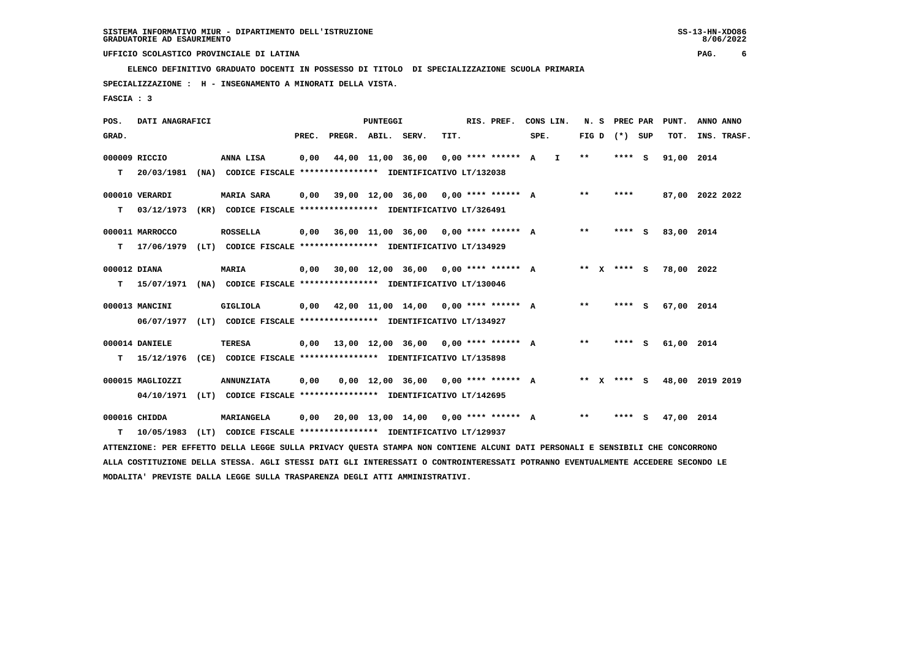SISTEMA INFORMATIVO MIUR - DIPARTIMENTO DELL'ISTRUZIONE
GRADUATORIE AD ESAURIMENTO

UFFICIO SCOLASTICO PROVINCIALE DI LATINA

ELENCO DEFINITIVO GRADUATO DOCENTI IN POSSESSO DI TITOLO DI SPECIALIZZAZIONE SCUOLA PRIMARIA

SPECIALIZZAZIONE : H - INSEGNAMENTO A MINORATI DELLA VISTA.

FASCIA : 3

| POS. GRAD. | DATI ANAGRAFICI | | PREC. | PREGR. | ABIL. | SERV. | TIT. | RIS. PREF. | CONS LIN. SPE. | | N. S FIG D | PREC PAR (*) | SUP | PUNT. TOT. | ANNO INS. | ANNO TRASF. |
|---|---|---|---|---|---|---|---|---|---|---|---|---|---|---|---|---|
| 000009 | RICCIO | ANNA LISA | 0,00 | 44,00 | 11,00 | 36,00 | 0,00 | **** ****** | A | I | ** | **** | S | 91,00 | 2014 | |
| T | 20/03/1981 (NA) | CODICE FISCALE **************** IDENTIFICATIVO LT/132038 | | | | | | | | | | | | | | |
| 000010 | VERARDI | MARIA SARA | 0,00 | 39,00 | 12,00 | 36,00 | 0,00 | **** ****** | A | | ** | **** | | 87,00 | 2022 | 2022 |
| T | 03/12/1973 (KR) | CODICE FISCALE **************** IDENTIFICATIVO LT/326491 | | | | | | | | | | | | | | |
| 000011 | MARROCCO | ROSSELLA | 0,00 | 36,00 | 11,00 | 36,00 | 0,00 | **** ****** | A | | ** | **** | S | 83,00 | 2014 | |
| T | 17/06/1979 (LT) | CODICE FISCALE **************** IDENTIFICATIVO LT/134929 | | | | | | | | | | | | | | |
| 000012 | DIANA | MARIA | 0,00 | 30,00 | 12,00 | 36,00 | 0,00 | **** ****** | A | | ** X | **** | S | 78,00 | 2022 | |
| T | 15/07/1971 (NA) | CODICE FISCALE **************** IDENTIFICATIVO LT/130046 | | | | | | | | | | | | | | |
| 000013 | MANCINI | GIGLIOLA | 0,00 | 42,00 | 11,00 | 14,00 | 0,00 | **** ****** | A | | ** | **** | S | 67,00 | 2014 | |
| | 06/07/1977 (LT) | CODICE FISCALE **************** IDENTIFICATIVO LT/134927 | | | | | | | | | | | | | | |
| 000014 | DANIELE | TERESA | 0,00 | 13,00 | 12,00 | 36,00 | 0,00 | **** ****** | A | | ** | **** | S | 61,00 | 2014 | |
| T | 15/12/1976 (CE) | CODICE FISCALE **************** IDENTIFICATIVO LT/135898 | | | | | | | | | | | | | | |
| 000015 | MAGLIOZZI | ANNUNZIATA | 0,00 | 0,00 | 12,00 | 36,00 | 0,00 | **** ****** | A | | ** X | **** | S | 48,00 | 2019 | 2019 |
| | 04/10/1971 (LT) | CODICE FISCALE **************** IDENTIFICATIVO LT/142695 | | | | | | | | | | | | | | |
| 000016 | CHIDDA | MARIANGELA | 0,00 | 20,00 | 13,00 | 14,00 | 0,00 | **** ****** | A | | ** | **** | S | 47,00 | 2014 | |
| T | 10/05/1983 (LT) | CODICE FISCALE **************** IDENTIFICATIVO LT/129937 | | | | | | | | | | | | | | |

ATTENZIONE: PER EFFETTO DELLA LEGGE SULLA PRIVACY QUESTA STAMPA NON CONTIENE ALCUNI DATI PERSONALI E SENSIBILI CHE CONCORRONO ALLA COSTITUZIONE DELLA STESSA. AGLI STESSI DATI GLI INTERESSATI O CONTROINTERESSATI POTRANNO EVENTUALMENTE ACCEDERE SECONDO LE MODALITA' PREVISTE DALLA LEGGE SULLA TRASPARENZA DEGLI ATTI AMMINISTRATIVI.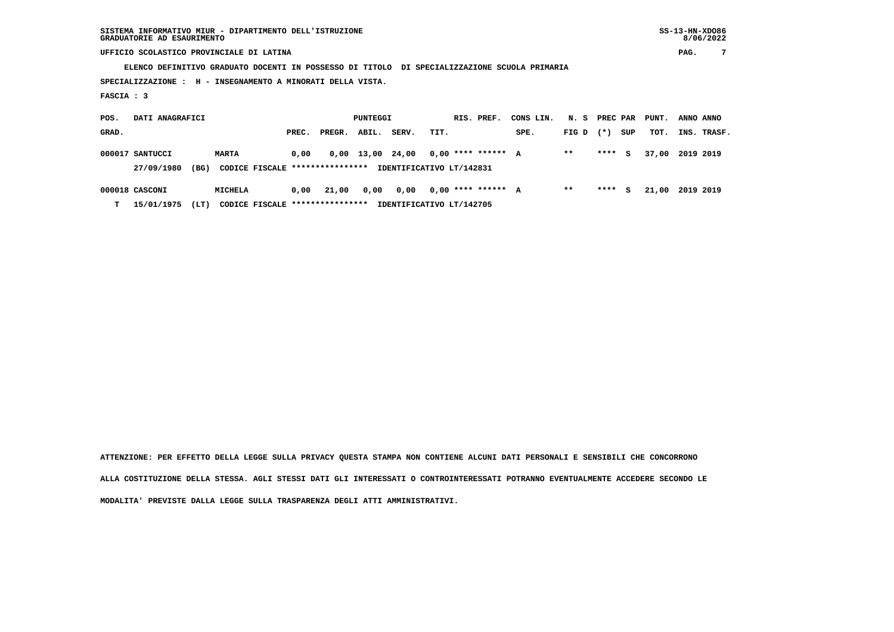SISTEMA INFORMATIVO MIUR - DIPARTIMENTO DELL'ISTRUZIONE
GRADUATORIE AD ESAURIMENTO

UFFICIO SCOLASTICO PROVINCIALE DI LATINA

ELENCO DEFINITIVO GRADUATO DOCENTI IN POSSESSO DI TITOLO DI SPECIALIZZAZIONE SCUOLA PRIMARIA

SPECIALIZZAZIONE : H - INSEGNAMENTO A MINORATI DELLA VISTA.

FASCIA : 3

| POS. GRAD. | DATI ANAGRAFICI | | | PUNTEGGI PREC. | PREGR. | ABIL. | SERV. | TIT. | RIS. PREF. | CONS LIN. SPE. | N. S FIG D | PREC PAR (*) | SUP | PUNT. TOT. | ANNO INS. | ANNO TRASF. |
|---|---|---|---|---|---|---|---|---|---|---|---|---|---|---|---|---|
| 000017 | SANTUCCI | | MARTA | 0,00 | 0,00 | 13,00 | 24,00 | 0,00 | **** ****** | A | ** | **** | S | 37,00 | 2019 | 2019 |
| | 27/09/1980 | (BG) | CODICE FISCALE **************** | IDENTIFICATIVO LT/142831 | | | | | | | | | | | | |
| 000018 | CASCONI | | MICHELA | 0,00 | 21,00 | 0,00 | 0,00 | 0,00 | **** ****** | A | ** | **** | S | 21,00 | 2019 | 2019 |
| T | 15/01/1975 | (LT) | CODICE FISCALE **************** | IDENTIFICATIVO LT/142705 | | | | | | | | | | | | |

ATTENZIONE: PER EFFETTO DELLA LEGGE SULLA PRIVACY QUESTA STAMPA NON CONTIENE ALCUNI DATI PERSONALI E SENSIBILI CHE CONCORRONO ALLA COSTITUZIONE DELLA STESSA. AGLI STESSI DATI GLI INTERESSATI O CONTROINTERESSATI POTRANNO EVENTUALMENTE ACCEDERE SECONDO LE MODALITA' PREVISTE DALLA LEGGE SULLA TRASPARENZA DEGLI ATTI AMMINISTRATIVI.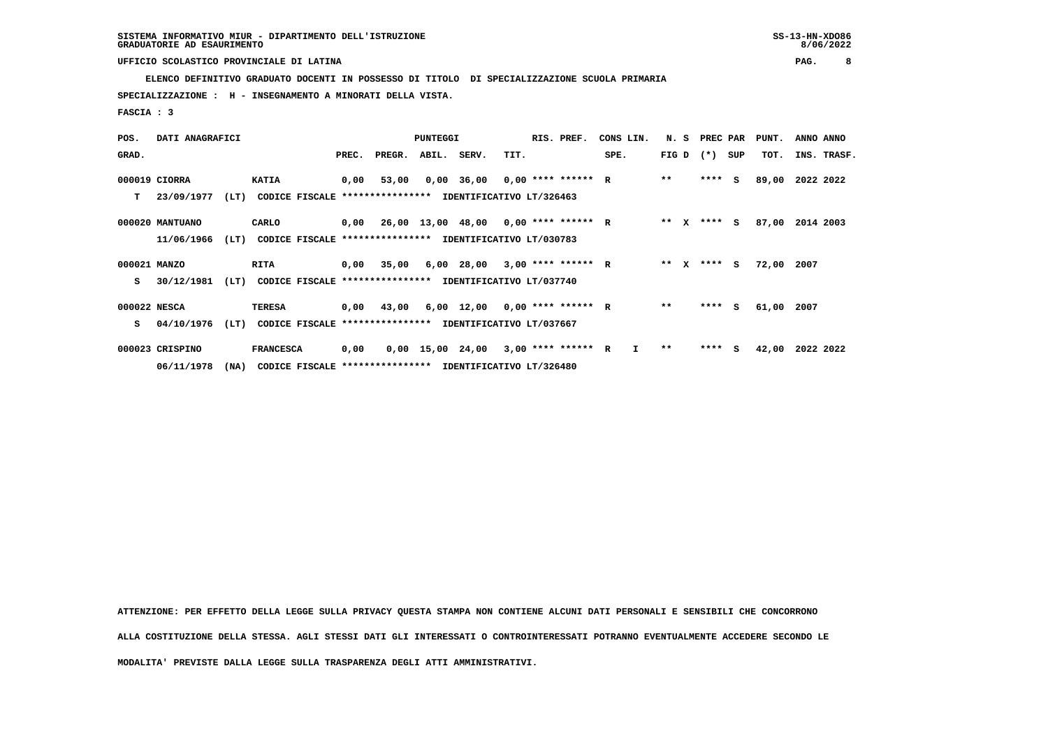SISTEMA INFORMATIVO MIUR - DIPARTIMENTO DELL'ISTRUZIONE
GRADUATORIE AD ESAURIMENTO

UFFICIO SCOLASTICO PROVINCIALE DI LATINA

**ELENCO DEFINITIVO GRADUATO DOCENTI IN POSSESSO DI TITOLO DI SPECIALIZZAZIONE SCUOLA PRIMARIA**

**SPECIALIZZAZIONE : H - INSEGNAMENTO A MINORATI DELLA VISTA.**

**FASCIA : 3**

| POS. GRAD. | DATI ANAGRAFICI | | PREC. | PREGR. | ABIL. | SERV. | TIT. | RIS. PREF. | CONS LIN. SPE. | N. S FIG D | PREC PAR (*) | SUP | PUNT. TOT. | ANNO INS. | ANNO TRASF. |
|---|---|---|---|---|---|---|---|---|---|---|---|---|---|---|---|
| 000019 | CIORRA | KATIA | 0,00 | 53,00 | 0,00 | 36,00 | 0,00 | **** ****** R | | ** | **** | S | 89,00 | 2022 | 2022 |
| T | 23/09/1977 (LT) | CODICE FISCALE **************** IDENTIFICATIVO LT/326463 | | | | | | | | | | | | | |
| 000020 | MANTUANO | CARLO | 0,00 | 26,00 | 13,00 | 48,00 | 0,00 | **** ****** R | | ** X | **** | S | 87,00 | 2014 | 2003 |
| | 11/06/1966 (LT) | CODICE FISCALE **************** IDENTIFICATIVO LT/030783 | | | | | | | | | | | | | |
| 000021 | MANZO | RITA | 0,00 | 35,00 | 6,00 | 28,00 | 3,00 | **** ****** R | | ** X | **** | S | 72,00 | 2007 | |
| S | 30/12/1981 (LT) | CODICE FISCALE **************** IDENTIFICATIVO LT/037740 | | | | | | | | | | | | | |
| 000022 | NESCA | TERESA | 0,00 | 43,00 | 6,00 | 12,00 | 0,00 | **** ****** R | | ** | **** | S | 61,00 | 2007 | |
| S | 04/10/1976 (LT) | CODICE FISCALE **************** IDENTIFICATIVO LT/037667 | | | | | | | | | | | | | |
| 000023 | CRISPINO | FRANCESCA | 0,00 | 0,00 | 15,00 | 24,00 | 3,00 | **** ****** R | I | ** | **** | S | 42,00 | 2022 | 2022 |
| | 06/11/1978 (NA) | CODICE FISCALE **************** IDENTIFICATIVO LT/326480 | | | | | | | | | | | | | |

ATTENZIONE: PER EFFETTO DELLA LEGGE SULLA PRIVACY QUESTA STAMPA NON CONTIENE ALCUNI DATI PERSONALI E SENSIBILI CHE CONCORRONO ALLA COSTITUZIONE DELLA STESSA. AGLI STESSI DATI GLI INTERESSATI O CONTROINTERESSATI POTRANNO EVENTUALMENTE ACCEDERE SECONDO LE MODALITA' PREVISTE DALLA LEGGE SULLA TRASPARENZA DEGLI ATTI AMMINISTRATIVI.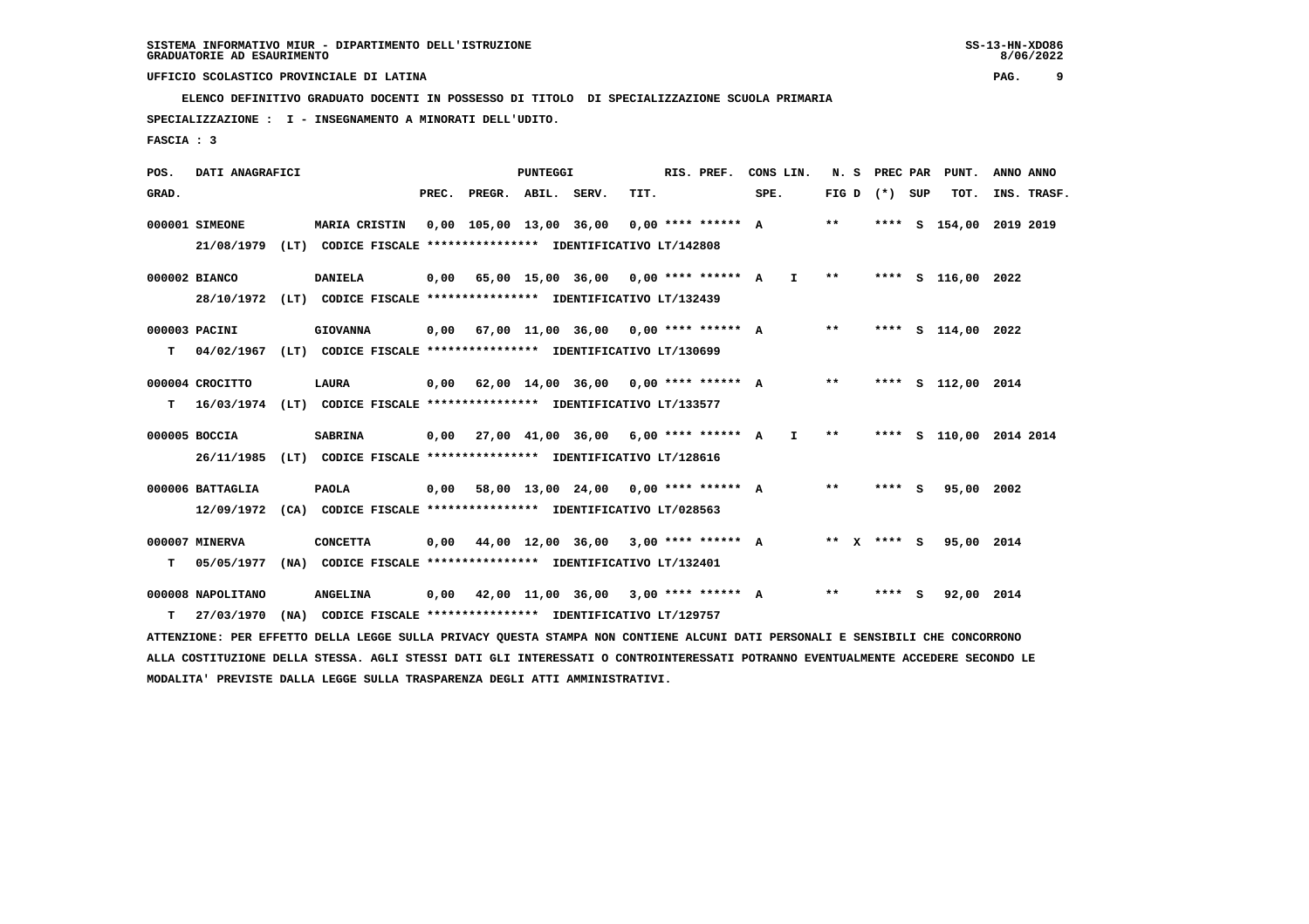SISTEMA INFORMATIVO MIUR - DIPARTIMENTO DELL'ISTRUZIONE
GRADUATORIE AD ESAURIMENTO

UFFICIO SCOLASTICO PROVINCIALE DI LATINA

**ELENCO DEFINITIVO GRADUATO DOCENTI IN POSSESSO DI TITOLO DI SPECIALIZZAZIONE SCUOLA PRIMARIA**

**SPECIALIZZAZIONE : I - INSEGNAMENTO A MINORATI DELL'UDITO.**

**FASCIA : 3**

| POS. GRAD. | DATI ANAGRAFICI | | PREC. | PREGR. | ABIL. | SERV. | TIT. | RIS. PREF. | CONS LIN. SPE. | | N. S FIG D | PREC PAR (*) | SUP | PUNT. TOT. | ANNO INS. | ANNO TRASF. |
|---|---|---|---|---|---|---|---|---|---|---|---|---|---|---|---|---|
| 000001 | SIMEONE | MARIA CRISTIN | 0,00 | 105,00 | 13,00 | 36,00 | 0,00 | **** ****** | A | | ** | **** | S | 154,00 | 2019 | 2019 |
| | 21/08/1979 (LT) CODICE FISCALE **************** IDENTIFICATIVO LT/142808 | | | | | | | | | | | | | | | |
| 000002 | BIANCO | DANIELA | 0,00 | 65,00 | 15,00 | 36,00 | 0,00 | **** ****** | A | I | ** | **** | S | 116,00 | 2022 | |
| | 28/10/1972 (LT) CODICE FISCALE **************** IDENTIFICATIVO LT/132439 | | | | | | | | | | | | | | | |
| 000003 | PACINI | GIOVANNA | 0,00 | 67,00 | 11,00 | 36,00 | 0,00 | **** ****** | A | | ** | **** | S | 114,00 | 2022 | |
| T | 04/02/1967 (LT) CODICE FISCALE **************** IDENTIFICATIVO LT/130699 | | | | | | | | | | | | | | | |
| 000004 | CROCITTO | LAURA | 0,00 | 62,00 | 14,00 | 36,00 | 0,00 | **** ****** | A | | ** | **** | S | 112,00 | 2014 | |
| T | 16/03/1974 (LT) CODICE FISCALE **************** IDENTIFICATIVO LT/133577 | | | | | | | | | | | | | | | |
| 000005 | BOCCIA | SABRINA | 0,00 | 27,00 | 41,00 | 36,00 | 6,00 | **** ****** | A | I | ** | **** | S | 110,00 | 2014 | 2014 |
| | 26/11/1985 (LT) CODICE FISCALE **************** IDENTIFICATIVO LT/128616 | | | | | | | | | | | | | | | |
| 000006 | BATTAGLIA | PAOLA | 0,00 | 58,00 | 13,00 | 24,00 | 0,00 | **** ****** | A | | ** | **** | S | 95,00 | 2002 | |
| | 12/09/1972 (CA) CODICE FISCALE **************** IDENTIFICATIVO LT/028563 | | | | | | | | | | | | | | | |
| 000007 | MINERVA | CONCETTA | 0,00 | 44,00 | 12,00 | 36,00 | 3,00 | **** ****** | A | | ** X | **** | S | 95,00 | 2014 | |
| T | 05/05/1977 (NA) CODICE FISCALE **************** IDENTIFICATIVO LT/132401 | | | | | | | | | | | | | | | |
| 000008 | NAPOLITANO | ANGELINA | 0,00 | 42,00 | 11,00 | 36,00 | 3,00 | **** ****** | A | | ** | **** | S | 92,00 | 2014 | |
| T | 27/03/1970 (NA) CODICE FISCALE **************** IDENTIFICATIVO LT/129757 | | | | | | | | | | | | | | | |

ATTENZIONE: PER EFFETTO DELLA LEGGE SULLA PRIVACY QUESTA STAMPA NON CONTIENE ALCUNI DATI PERSONALI E SENSIBILI CHE CONCORRONO ALLA COSTITUZIONE DELLA STESSA. AGLI STESSI DATI GLI INTERESSATI O CONTROINTERESSATI POTRANNO EVENTUALMENTE ACCEDERE SECONDO LE MODALITA' PREVISTE DALLA LEGGE SULLA TRASPARENZA DEGLI ATTI AMMINISTRATIVI.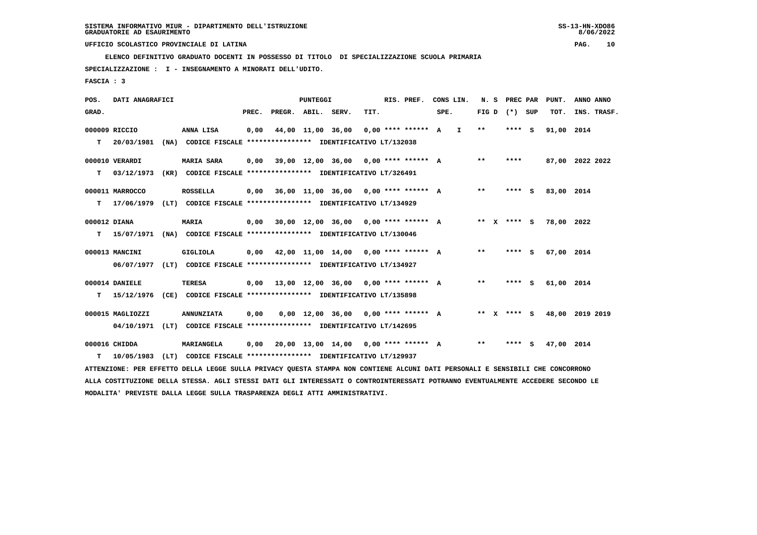SISTEMA INFORMATIVO MIUR - DIPARTIMENTO DELL'ISTRUZIONE
GRADUATORIE AD ESAURIMENTO

UFFICIO SCOLASTICO PROVINCIALE DI LATINA

ELENCO DEFINITIVO GRADUATO DOCENTI IN POSSESSO DI TITOLO DI SPECIALIZZAZIONE SCUOLA PRIMARIA

SPECIALIZZAZIONE : I - INSEGNAMENTO A MINORATI DELL'UDITO.

FASCIA : 3

| POS. GRAD. | DATI ANAGRAFICI | | PREC. | PREGR. | ABIL. | SERV. | TIT. | RIS. PREF. | CONS LIN. SPE. | | N. S FIG D | (*) | PREC PAR SUP | PUNT. TOT. | ANNO INS. | ANNO TRASF. |
|---|---|---|---|---|---|---|---|---|---|---|---|---|---|---|---|---|
| 000009 RICCIO | ANNA LISA | | 0,00 | 44,00 | 11,00 | 36,00 | 0,00 | **** ****** | A | I | ** | | **** S | 91,00 | 2014 | |
| T 20/03/1981 (NA) | CODICE FISCALE **************** | IDENTIFICATIVO LT/132038 | | | | | | | | | | | | | | |
| 000010 VERARDI | MARIA SARA | | 0,00 | 39,00 | 12,00 | 36,00 | 0,00 | **** ****** | A | | ** | | **** | 87,00 | 2022 | 2022 |
| T 03/12/1973 (KR) | CODICE FISCALE **************** | IDENTIFICATIVO LT/326491 | | | | | | | | | | | | | | |
| 000011 MARROCCO | ROSSELLA | | 0,00 | 36,00 | 11,00 | 36,00 | 0,00 | **** ****** | A | | ** | | **** S | 83,00 | 2014 | |
| T 17/06/1979 (LT) | CODICE FISCALE **************** | IDENTIFICATIVO LT/134929 | | | | | | | | | | | | | | |
| 000012 DIANA | MARIA | | 0,00 | 30,00 | 12,00 | 36,00 | 0,00 | **** ****** | A | | ** | X | **** S | 78,00 | 2022 | |
| T 15/07/1971 (NA) | CODICE FISCALE **************** | IDENTIFICATIVO LT/130046 | | | | | | | | | | | | | | |
| 000013 MANCINI | GIGLIOLA | | 0,00 | 42,00 | 11,00 | 14,00 | 0,00 | **** ****** | A | | ** | | **** S | 67,00 | 2014 | |
| 06/07/1977 (LT) | CODICE FISCALE **************** | IDENTIFICATIVO LT/134927 | | | | | | | | | | | | | | |
| 000014 DANIELE | TERESA | | 0,00 | 13,00 | 12,00 | 36,00 | 0,00 | **** ****** | A | | ** | | **** S | 61,00 | 2014 | |
| T 15/12/1976 (CE) | CODICE FISCALE **************** | IDENTIFICATIVO LT/135898 | | | | | | | | | | | | | | |
| 000015 MAGLIOZZI | ANNUNZIATA | | 0,00 | 0,00 | 12,00 | 36,00 | 0,00 | **** ****** | A | | ** | X | **** S | 48,00 | 2019 | 2019 |
| 04/10/1971 (LT) | CODICE FISCALE **************** | IDENTIFICATIVO LT/142695 | | | | | | | | | | | | | | |
| 000016 CHIDDA | MARIANGELA | | 0,00 | 20,00 | 13,00 | 14,00 | 0,00 | **** ****** | A | | ** | | **** S | 47,00 | 2014 | |
| T 10/05/1983 (LT) | CODICE FISCALE **************** | IDENTIFICATIVO LT/129937 | | | | | | | | | | | | | | |

ATTENZIONE: PER EFFETTO DELLA LEGGE SULLA PRIVACY QUESTA STAMPA NON CONTIENE ALCUNI DATI PERSONALI E SENSIBILI CHE CONCORRONO ALLA COSTITUZIONE DELLA STESSA. AGLI STESSI DATI GLI INTERESSATI O CONTROINTERESSATI POTRANNO EVENTUALMENTE ACCEDERE SECONDO LE MODALITA' PREVISTE DALLA LEGGE SULLA TRASPARENZA DEGLI ATTI AMMINISTRATIVI.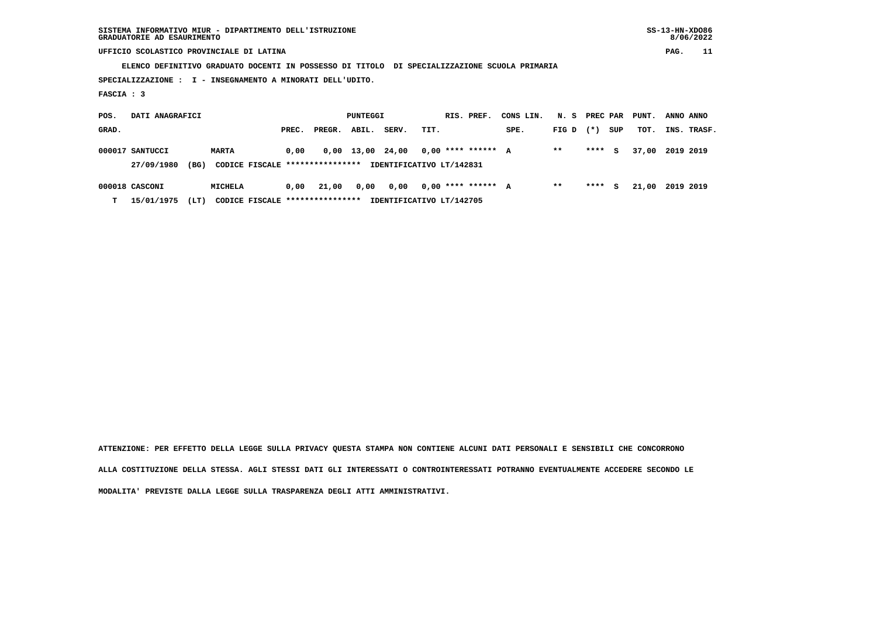SISTEMA INFORMATIVO MIUR - DIPARTIMENTO DELL'ISTRUZIONE
GRADUATORIE AD ESAURIMENTO

UFFICIO SCOLASTICO PROVINCIALE DI LATINA

ELENCO DEFINITIVO GRADUATO DOCENTI IN POSSESSO DI TITOLO DI SPECIALIZZAZIONE SCUOLA PRIMARIA

SPECIALIZZAZIONE : I - INSEGNAMENTO A MINORATI DELL'UDITO.

FASCIA : 3

| POS. GRAD. | DATI ANAGRAFICI | | PREC. | PREGR. | ABIL. | SERV. | TIT. | RIS. PREF. | CONS LIN. SPE. | N. S FIG D | PREC PAR (*) | SUP | PUNT. TOT. | ANNO INS. | ANNO TRASF. |
|---|---|---|---|---|---|---|---|---|---|---|---|---|---|---|---|
| 000017 | SANTUCCI | MARTA | 0,00 | 0,00 | 13,00 | 24,00 | 0,00 | **** ****** | A | ** | **** | S | 37,00 | 2019 | 2019 |
| | 27/09/1980 (BG) | CODICE FISCALE **************** IDENTIFICATIVO LT/142831 | | | | | | | | | | | | | |
| 000018 | CASCONI | MICHELA | 0,00 | 21,00 | 0,00 | 0,00 | 0,00 | **** ****** | A | ** | **** | S | 21,00 | 2019 | 2019 |
| T | 15/01/1975 (LT) | CODICE FISCALE **************** IDENTIFICATIVO LT/142705 | | | | | | | | | | | | | |

ATTENZIONE: PER EFFETTO DELLA LEGGE SULLA PRIVACY QUESTA STAMPA NON CONTIENE ALCUNI DATI PERSONALI E SENSIBILI CHE CONCORRONO ALLA COSTITUZIONE DELLA STESSA. AGLI STESSI DATI GLI INTERESSATI O CONTROINTERESSATI POTRANNO EVENTUALMENTE ACCEDERE SECONDO LE MODALITA' PREVISTE DALLA LEGGE SULLA TRASPARENZA DEGLI ATTI AMMINISTRATIVI.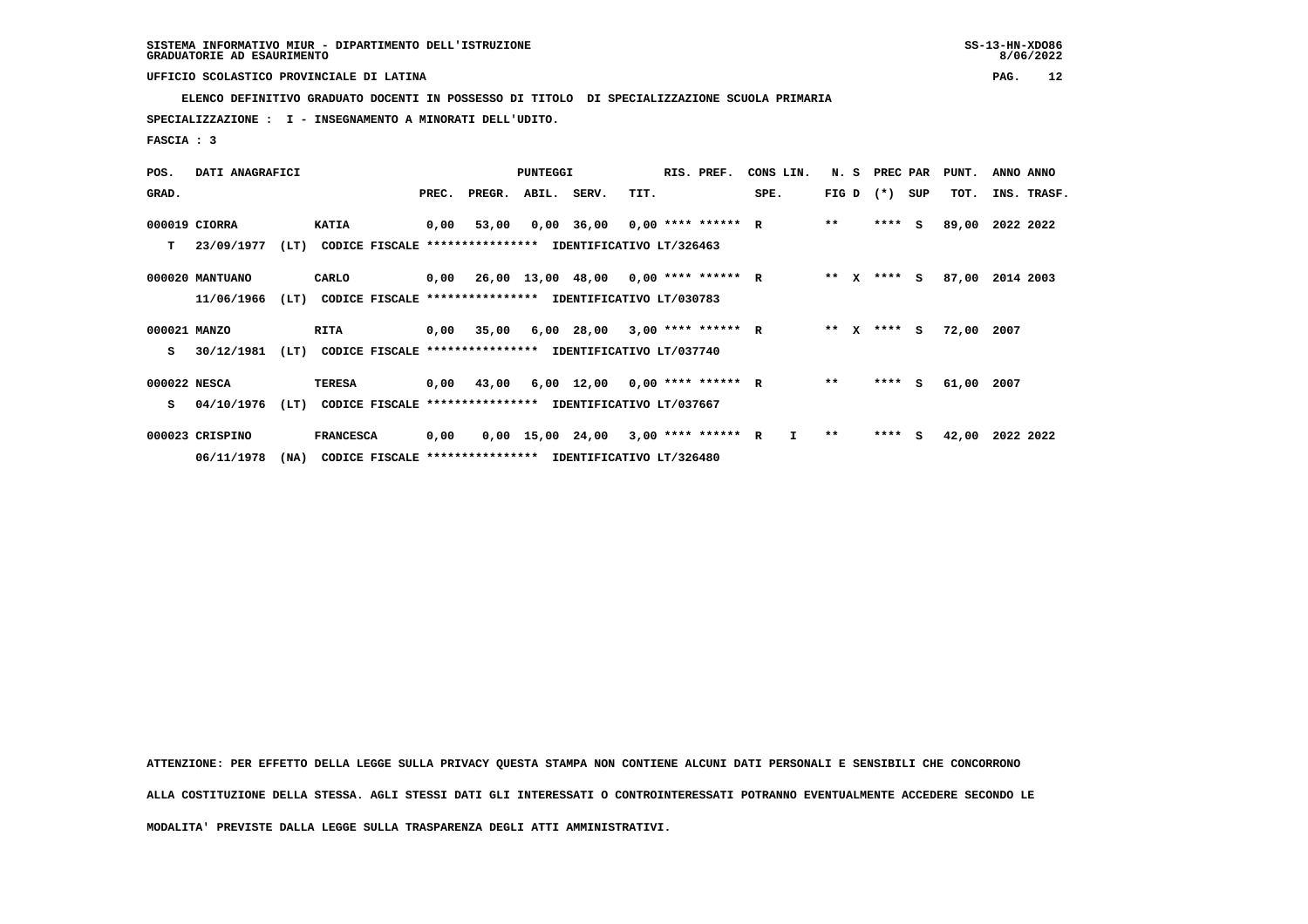SISTEMA INFORMATIVO MIUR - DIPARTIMENTO DELL'ISTRUZIONE
GRADUATORIE AD ESAURIMENTO

UFFICIO SCOLASTICO PROVINCIALE DI LATINA

**ELENCO DEFINITIVO GRADUATO DOCENTI IN POSSESSO DI TITOLO DI SPECIALIZZAZIONE SCUOLA PRIMARIA**

**SPECIALIZZAZIONE : I - INSEGNAMENTO A MINORATI DELL'UDITO.**

**FASCIA : 3**

| POS. GRAD. | DATI ANAGRAFICI | | PREC. | PREGR. | ABIL. | SERV. | TIT. | RIS. PREF. | CONS LIN. SPE. | N. S FIG D | PREC PAR (*) SUP | PUNT. TOT. | ANNO INS. | ANNO TRASF. |
|---|---|---|---|---|---|---|---|---|---|---|---|---|---|---|
| 000019 | CIORRA | KATIA | 0,00 | 53,00 | 0,00 | 36,00 | 0,00 | **** ****** R | | ** | **** S | 89,00 | 2022 | 2022 |
| T | 23/09/1977 (LT) | CODICE FISCALE **************** IDENTIFICATIVO LT/326463 | | | | | | | | | | | | |
| 000020 | MANTUANO | CARLO | 0,00 | 26,00 | 13,00 | 48,00 | 0,00 | **** ****** R | | ** X | **** S | 87,00 | 2014 | 2003 |
| | 11/06/1966 (LT) | CODICE FISCALE **************** IDENTIFICATIVO LT/030783 | | | | | | | | | | | | |
| 000021 | MANZO | RITA | 0,00 | 35,00 | 6,00 | 28,00 | 3,00 | **** ****** R | | ** X | **** S | 72,00 | 2007 | |
| S | 30/12/1981 (LT) | CODICE FISCALE **************** IDENTIFICATIVO LT/037740 | | | | | | | | | | | | |
| 000022 | NESCA | TERESA | 0,00 | 43,00 | 6,00 | 12,00 | 0,00 | **** ****** R | | ** | **** S | 61,00 | 2007 | |
| S | 04/10/1976 (LT) | CODICE FISCALE **************** IDENTIFICATIVO LT/037667 | | | | | | | | | | | | |
| 000023 | CRISPINO | FRANCESCA | 0,00 | 0,00 | 15,00 | 24,00 | 3,00 | **** ****** R | I | ** | **** S | 42,00 | 2022 | 2022 |
| | 06/11/1978 (NA) | CODICE FISCALE **************** IDENTIFICATIVO LT/326480 | | | | | | | | | | | | |

ATTENZIONE: PER EFFETTO DELLA LEGGE SULLA PRIVACY QUESTA STAMPA NON CONTIENE ALCUNI DATI PERSONALI E SENSIBILI CHE CONCORRONO ALLA COSTITUZIONE DELLA STESSA. AGLI STESSI DATI GLI INTERESSATI O CONTROINTERESSATI POTRANNO EVENTUALMENTE ACCEDERE SECONDO LE MODALITA' PREVISTE DALLA LEGGE SULLA TRASPARENZA DEGLI ATTI AMMINISTRATIVI.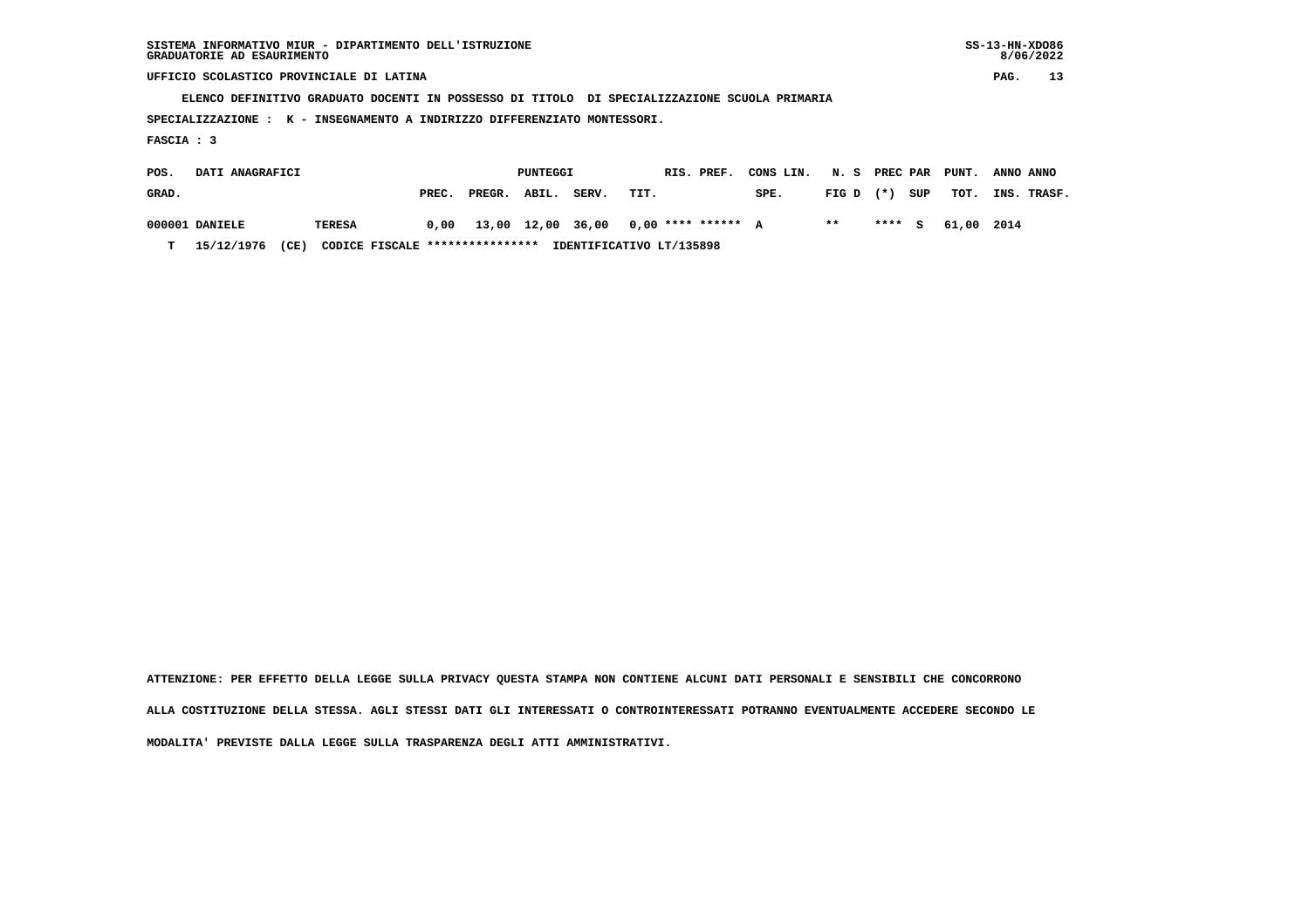SISTEMA INFORMATIVO MIUR - DIPARTIMENTO DELL'ISTRUZIONE
GRADUATORIE AD ESAURIMENTO

UFFICIO SCOLASTICO PROVINCIALE DI LATINA

ELENCO DEFINITIVO GRADUATO DOCENTI IN POSSESSO DI TITOLO DI SPECIALIZZAZIONE SCUOLA PRIMARIA

SPECIALIZZAZIONE : K - INSEGNAMENTO A INDIRIZZO DIFFERENZIATO MONTESSORI.

FASCIA : 3

| POS. GRAD. | DATI ANAGRAFICI | | PREC. | PREGR. | ABIL. | SERV. | TIT. | RIS. PREF. | CONS LIN. SPE. | N. S FIG D | PREC PAR (*) | SUP | PUNT. TOT. | ANNO INS. | ANNO TRASF. |
|---|---|---|---|---|---|---|---|---|---|---|---|---|---|---|---|
| 000001 | DANIELE | TERESA | 0,00 | 13,00 | 12,00 | 36,00 | 0,00 | **** ****** | A | ** | **** | S | 61,00 | 2014 | |
| T | 15/12/1976 (CE) | CODICE FISCALE **************** | IDENTIFICATIVO LT/135898 | | | | | | | | | | | | |

ATTENZIONE: PER EFFETTO DELLA LEGGE SULLA PRIVACY QUESTA STAMPA NON CONTIENE ALCUNI DATI PERSONALI E SENSIBILI CHE CONCORRONO ALLA COSTITUZIONE DELLA STESSA. AGLI STESSI DATI GLI INTERESSATI O CONTROINTERESSATI POTRANNO EVENTUALMENTE ACCEDERE SECONDO LE MODALITA' PREVISTE DALLA LEGGE SULLA TRASPARENZA DEGLI ATTI AMMINISTRATIVI.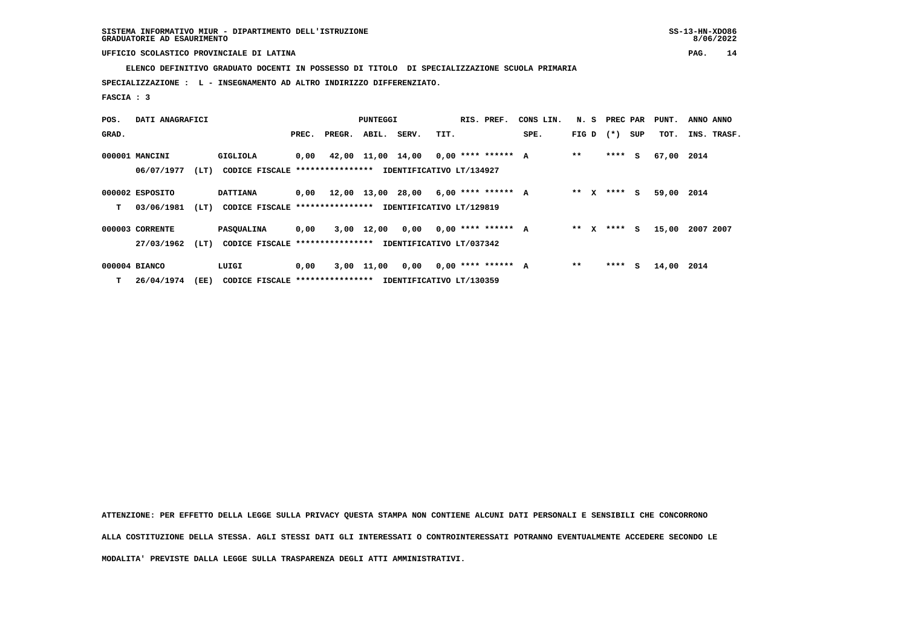SISTEMA INFORMATIVO MIUR - DIPARTIMENTO DELL'ISTRUZIONE
GRADUATORIE AD ESAURIMENTO

UFFICIO SCOLASTICO PROVINCIALE DI LATINA

**ELENCO DEFINITIVO GRADUATO DOCENTI IN POSSESSO DI TITOLO DI SPECIALIZZAZIONE SCUOLA PRIMARIA**

**SPECIALIZZAZIONE : L - INSEGNAMENTO AD ALTRO INDIRIZZO DIFFERENZIATO.**

**FASCIA : 3**

| POS. GRAD. | DATI ANAGRAFICI | | | PREC. | PREGR. | ABIL. | SERV. | TIT. | RIS. PREF. | CONS LIN. SPE. | N. S FIG D | PREC PAR (*) SUP | PUNT. TOT. | ANNO INS. | ANNO TRASF. |
|---|---|---|---|---|---|---|---|---|---|---|---|---|---|---|---|
| 000001 | MANCINI | GIGLIOLA | | 0,00 | 42,00 | 11,00 | 14,00 | 0,00 | **** ****** | A | ** | **** S | 67,00 | 2014 | |
| | 06/07/1977 (LT) | CODICE FISCALE **************** | IDENTIFICATIVO LT/134927 | | | | | | | | | | | | |
| 000002 | ESPOSITO | DATTIANA | | 0,00 | 12,00 | 13,00 | 28,00 | 6,00 | **** ****** | A | ** X | **** S | 59,00 | 2014 | |
| T | 03/06/1981 (LT) | CODICE FISCALE **************** | IDENTIFICATIVO LT/129819 | | | | | | | | | | | | |
| 000003 | CORRENTE | PASQUALINA | | 0,00 | 3,00 | 12,00 | 0,00 | 0,00 | **** ****** | A | ** X | **** S | 15,00 | 2007 | 2007 |
| | 27/03/1962 (LT) | CODICE FISCALE **************** | IDENTIFICATIVO LT/037342 | | | | | | | | | | | | |
| 000004 | BIANCO | LUIGI | | 0,00 | 3,00 | 11,00 | 0,00 | 0,00 | **** ****** | A | ** | **** S | 14,00 | 2014 | |
| T | 26/04/1974 (EE) | CODICE FISCALE **************** | IDENTIFICATIVO LT/130359 | | | | | | | | | | | | |

ATTENZIONE: PER EFFETTO DELLA LEGGE SULLA PRIVACY QUESTA STAMPA NON CONTIENE ALCUNI DATI PERSONALI E SENSIBILI CHE CONCORRONO ALLA COSTITUZIONE DELLA STESSA. AGLI STESSI DATI GLI INTERESSATI O CONTROINTERESSATI POTRANNO EVENTUALMENTE ACCEDERE SECONDO LE MODALITA' PREVISTE DALLA LEGGE SULLA TRASPARENZA DEGLI ATTI AMMINISTRATIVI.